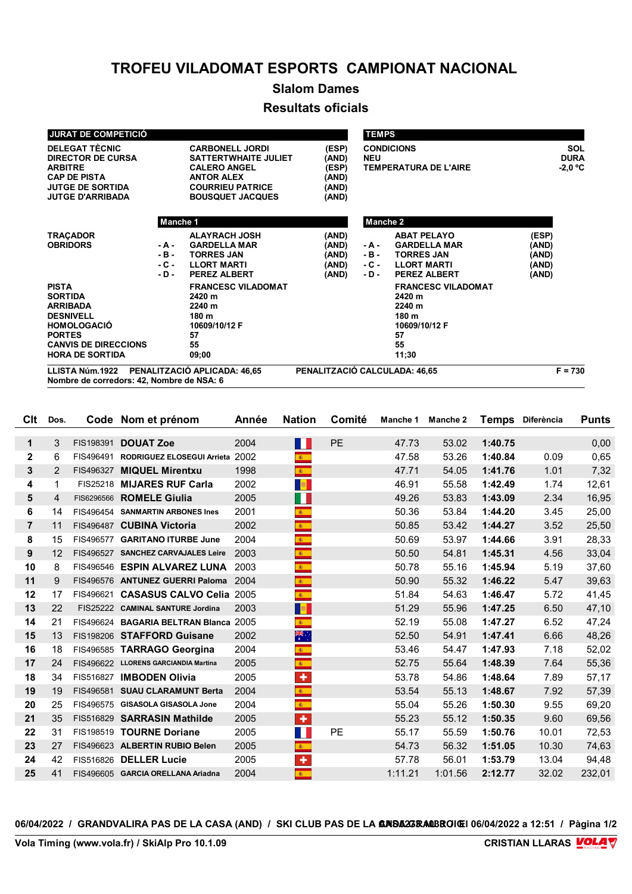# TROFEU VILADOMAT ESPORTS CAMPIONAT NACIONAL

## Slalom Dames

## Resultats oficials

| JURAT DE COMPETICIÓ | | |
|---|---|---|
| DELEGAT TÈCNIC | CARBONELL JORDI | (ESP) |
| DIRECTOR DE CURSA | SATTERTWHAITE JULIET | (AND) |
| ARBITRE | CALERO ANGEL | (ESP) |
| CAP DE PISTA | ANTOR ALEX | (AND) |
| JUTGE DE SORTIDA | COURRIEU PATRICE | (AND) |
| JUTGE D'ARRIBADA | BOUSQUET JACQUES | (AND) |

| TEMPS | |
|---|---|
| CONDICIONS | SOL |
| NEU | DURA |
| TEMPERATURA DE L'AIRE | -2,0 ºC |

| | | Manche 1 | | | Manche 2 | |
|---|---|---|---|---|---|---|
| TRAÇADOR | | ALAYRACH JOSH | (AND) | | ABAT PELAYO | (ESP) |
| OBRIDORS | - A - | GARDELLA MAR | (AND) | - A - | GARDELLA MAR | (AND) |
| | - B - | TORRES JAN | (AND) | - B - | TORRES JAN | (AND) |
| | - C - | LLORT MARTI | (AND) | - C - | LLORT MARTI | (AND) |
| | - D - | PEREZ ALBERT | (AND) | - D - | PEREZ ALBERT | (AND) |
| PISTA | | FRANCESC VILADOMAT | | | FRANCESC VILADOMAT | |
| SORTIDA | | 2420 m | | | 2420 m | |
| ARRIBADA | | 2240 m | | | 2240 m | |
| DESNIVELL | | 180 m | | | 180 m | |
| HOMOLOGACIÓ | | 10609/10/12 F | | | 10609/10/12 F | |
| PORTES | | 57 | | | 57 | |
| CANVIS DE DIRECCIONS | | 55 | | | 55 | |
| HORA DE SORTIDA | | 09;00 | | | 11;30 | |

LLISTA Núm.1922 PENALITZACIÓ APLICADA: 46,65 PENALITZACIÓ CALCULADA: 46,65 F = 730
Nombre de corredors: 42, Nombre de NSA: 6

| Clt | Dos. | Code | Nom et prénom | Année | Nation | Comité | Manche 1 | Manche 2 | Temps | Diferència | Punts |
|---|---|---|---|---|---|---|---|---|---|---|---|
| 1 | 3 | FIS198391 | DOUAT Zoe | 2004 | FRA | PE | 47.73 | 53.02 | 1:40.75 | | 0,00 |
| 2 | 6 | FIS496491 | RODRIGUEZ ELOSEGUI Arrieta | 2002 | ESP | | 47.58 | 53.26 | 1:40.84 | 0.09 | 0,65 |
| 3 | 2 | FIS496327 | MIQUEL Mirentxu | 1998 | ESP | | 47.71 | 54.05 | 1:41.76 | 1.01 | 7,32 |
| 4 | 1 | FIS25218 | MIJARES RUF Carla | 2002 | AND | | 46.91 | 55.58 | 1:42.49 | 1.74 | 12,61 |
| 5 | 4 | FIS6296566 | ROMELE Giulia | 2005 | ITA | | 49.26 | 53.83 | 1:43.09 | 2.34 | 16,95 |
| 6 | 14 | FIS496454 | SANMARTIN ARBONES Ines | 2001 | ESP | | 50.36 | 53.84 | 1:44.20 | 3.45 | 25,00 |
| 7 | 11 | FIS496487 | CUBINA Victoria | 2002 | ESP | | 50.85 | 53.42 | 1:44.27 | 3.52 | 25,50 |
| 8 | 15 | FIS496577 | GARITANO ITURBE June | 2004 | ESP | | 50.69 | 53.97 | 1:44.66 | 3.91 | 28,33 |
| 9 | 12 | FIS496527 | SANCHEZ CARVAJALES Leire | 2003 | ESP | | 50.50 | 54.81 | 1:45.31 | 4.56 | 33,04 |
| 10 | 8 | FIS496546 | ESPIN ALVAREZ LUNA | 2003 | ESP | | 50.78 | 55.16 | 1:45.94 | 5.19 | 37,60 |
| 11 | 9 | FIS496576 | ANTUNEZ GUERRI Paloma | 2004 | ESP | | 50.90 | 55.32 | 1:46.22 | 5.47 | 39,63 |
| 12 | 17 | FIS496621 | CASASUS CALVO Celia | 2005 | ESP | | 51.84 | 54.63 | 1:46.47 | 5.72 | 41,45 |
| 13 | 22 | FIS25222 | CAMINAL SANTURE Jordina | 2003 | AND | | 51.29 | 55.96 | 1:47.25 | 6.50 | 47,10 |
| 14 | 21 | FIS496624 | BAGARIA BELTRAN Blanca | 2005 | ESP | | 52.19 | 55.08 | 1:47.27 | 6.52 | 47,24 |
| 15 | 13 | FIS198206 | STAFFORD Guisane | 2002 | AUS | | 52.50 | 54.91 | 1:47.41 | 6.66 | 48,26 |
| 16 | 18 | FIS496585 | TARRAGO Georgina | 2004 | ESP | | 53.46 | 54.47 | 1:47.93 | 7.18 | 52,02 |
| 17 | 24 | FIS496622 | LLORENS GARCIANDIA Martina | 2005 | ESP | | 52.75 | 55.64 | 1:48.39 | 7.64 | 55,36 |
| 18 | 34 | FIS516827 | IMBODEN Olivia | 2005 | SUI | | 53.78 | 54.86 | 1:48.64 | 7.89 | 57,17 |
| 19 | 19 | FIS496581 | SUAU CLARAMUNT Berta | 2004 | ESP | | 53.54 | 55.13 | 1:48.67 | 7.92 | 57,39 |
| 20 | 25 | FIS496575 | GISASOLA GISASOLA Jone | 2004 | ESP | | 55.04 | 55.26 | 1:50.30 | 9.55 | 69,20 |
| 21 | 35 | FIS516829 | SARRASIN Mathilde | 2005 | SUI | | 55.23 | 55.12 | 1:50.35 | 9.60 | 69,56 |
| 22 | 31 | FIS198519 | TOURNE Doriane | 2005 | FRA | PE | 55.17 | 55.59 | 1:50.76 | 10.01 | 72,53 |
| 23 | 27 | FIS496623 | ALBERTIN RUBIO Belen | 2005 | ESP | | 54.73 | 56.32 | 1:51.05 | 10.30 | 74,63 |
| 24 | 42 | FIS516826 | DELLER Lucie | 2005 | SUI | | 57.78 | 56.01 | 1:53.79 | 13.04 | 94,48 |
| 25 | 41 | FIS496605 | GARCIA ORELLANA Ariadna | 2004 | ESP | | 1:11.21 | 1:01.56 | 2:12.77 | 32.02 | 232,01 |

06/04/2022 / GRANDVALIRA PAS DE LA CASA (AND) / SKI CLUB PAS DE LA CASA GRAU ROIG 06/04/2022 a 12:51

Vola Timing (www.vola.fr) / SkiAlp Pro 10.1.09 — CRISTIAN LLARAS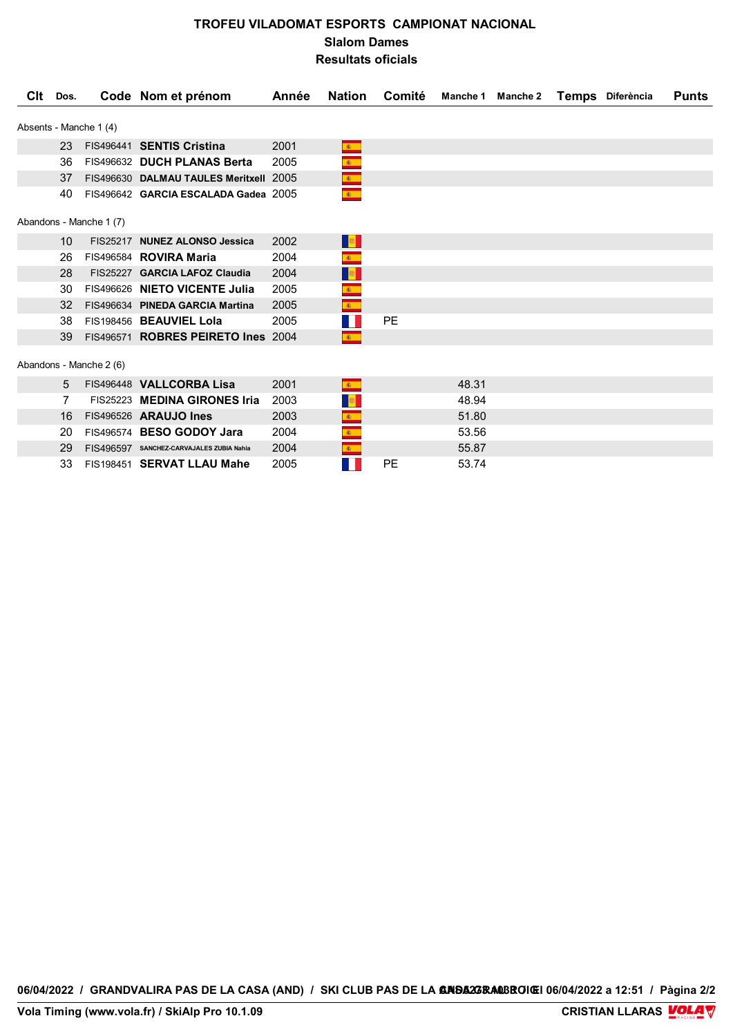# TROFEU VILADOMAT ESPORTS CAMPIONAT NACIONAL

## Slalom Dames

### Resultats oficials

| Clt | Dos. | Code | Nom et prénom | Année | Nation | Comité | Manche 1 | Manche 2 | Temps | Diferència | Punts |
|---|---|---|---|---|---|---|---|---|---|---|---|
| **Absents - Manche 1 (4)** | | | | | | | | | | | |
| | 23 | FIS496441 | **SENTIS Cristina** | 2001 | | | | | | | |
| | 36 | FIS496632 | **DUCH PLANAS Berta** | 2005 | | | | | | | |
| | 37 | FIS496630 | **DALMAU TAULES Meritxell** | 2005 | | | | | | | |
| | 40 | FIS496642 | **GARCIA ESCALADA Gadea** | 2005 | | | | | | | |
| **Abandons - Manche 1 (7)** | | | | | | | | | | | |
| | 10 | FIS25217 | **NUNEZ ALONSO Jessica** | 2002 | | | | | | | |
| | 26 | FIS496584 | **ROVIRA Maria** | 2004 | | | | | | | |
| | 28 | FIS25227 | **GARCIA LAFOZ Claudia** | 2004 | | | | | | | |
| | 30 | FIS496626 | **NIETO VICENTE Julia** | 2005 | | | | | | | |
| | 32 | FIS496634 | **PINEDA GARCIA Martina** | 2005 | | | | | | | |
| | 38 | FIS198456 | **BEAUVIEL Lola** | 2005 | | PE | | | | | |
| | 39 | FIS496571 | **ROBRES PEIRETO Ines** | 2004 | | | | | | | |
| **Abandons - Manche 2 (6)** | | | | | | | | | | | |
| | 5 | FIS496448 | **VALLCORBA Lisa** | 2001 | | | 48.31 | | | | |
| | 7 | FIS25223 | **MEDINA GIRONES Iria** | 2003 | | | 48.94 | | | | |
| | 16 | FIS496526 | **ARAUJO Ines** | 2003 | | | 51.80 | | | | |
| | 20 | FIS496574 | **BESO GODOY Jara** | 2004 | | | 53.56 | | | | |
| | 29 | FIS496597 | **SANCHEZ-CARVAJALES ZUBIA Nahia** | 2004 | | | 55.87 | | | | |
| | 33 | FIS198451 | **SERVAT LLAU Mahe** | 2005 | | PE | 53.74 | | | | |